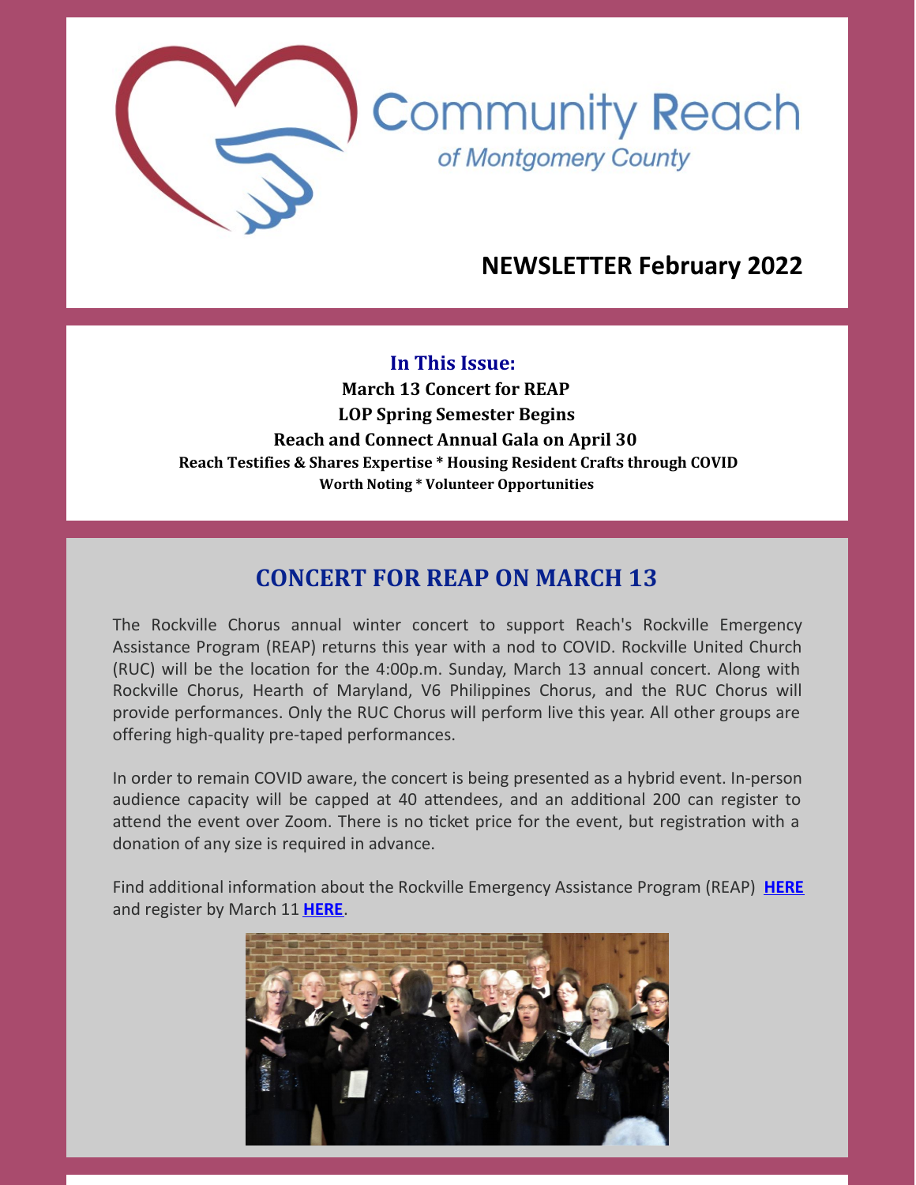Community Reach
*of Montgomery County*

## NEWSLETTER February 2022

**In This Issue:**

**March 13 Concert for REAP**
**LOP Spring Semester Begins**
**Reach and Connect Annual Gala on April 30**
**Reach Testifies & Shares Expertise * Housing Resident Crafts through COVID**
**Worth Noting * Volunteer Opportunities**

## CONCERT FOR REAP ON MARCH 13

The Rockville Chorus annual winter concert to support Reach's Rockville Emergency Assistance Program (REAP) returns this year with a nod to COVID. Rockville United Church (RUC) will be the location for the 4:00p.m. Sunday, March 13 annual concert. Along with Rockville Chorus, Hearth of Maryland, V6 Philippines Chorus, and the RUC Chorus will provide performances. Only the RUC Chorus will perform live this year. All other groups are offering high-quality pre-taped performances.

In order to remain COVID aware, the concert is being presented as a hybrid event. In-person audience capacity will be capped at 40 attendees, and an additional 200 can register to attend the event over Zoom. There is no ticket price for the event, but registration with a donation of any size is required in advance.

Find additional information about the Rockville Emergency Assistance Program (REAP) **HERE** and register by March 11 **HERE**.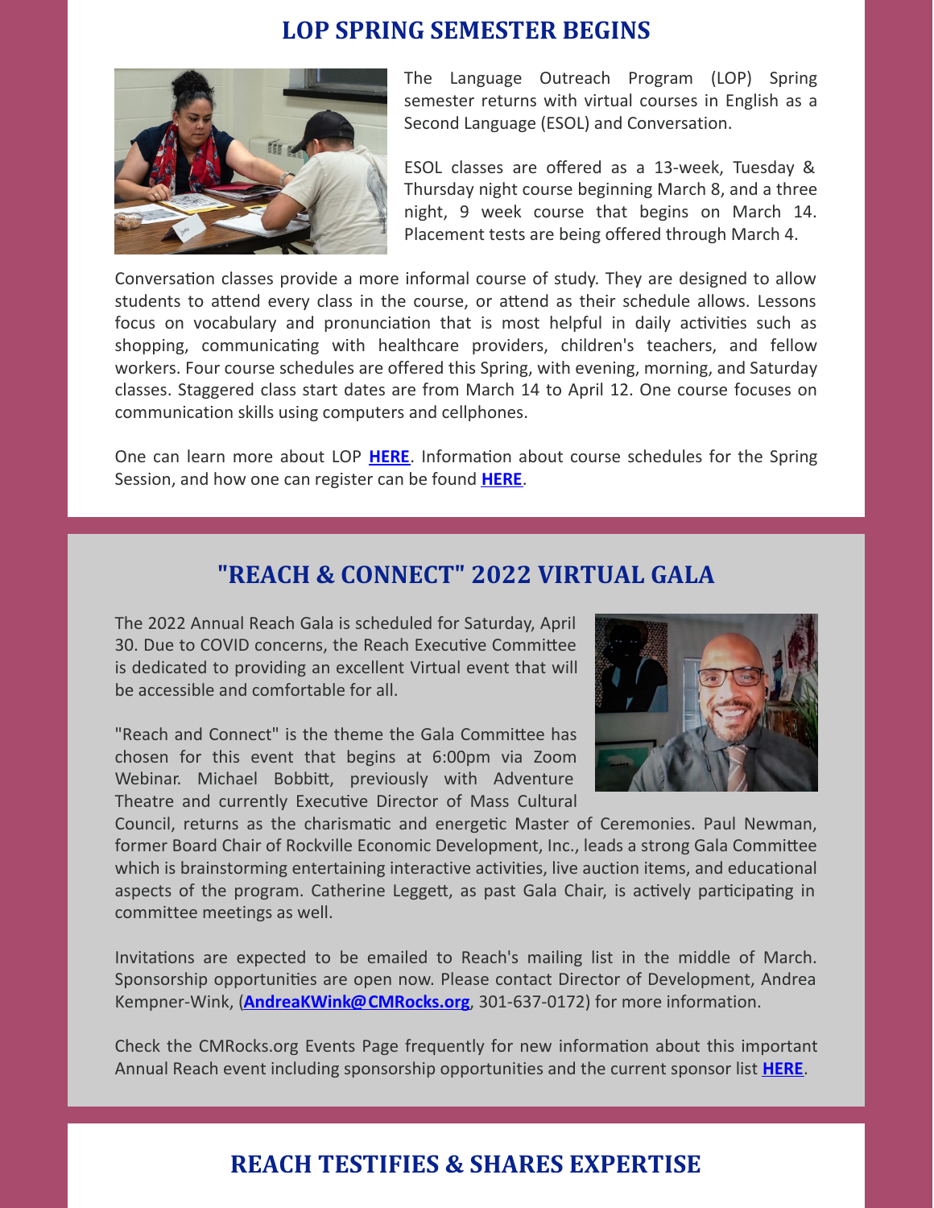## LOP SPRING SEMESTER BEGINS

The Language Outreach Program (LOP) Spring semester returns with virtual courses in English as a Second Language (ESOL) and Conversation.

ESOL classes are offered as a 13-week, Tuesday & Thursday night course beginning March 8, and a three night, 9 week course that begins on March 14. Placement tests are being offered through March 4.

Conversation classes provide a more informal course of study. They are designed to allow students to attend every class in the course, or attend as their schedule allows. Lessons focus on vocabulary and pronunciation that is most helpful in daily activities such as shopping, communicating with healthcare providers, children's teachers, and fellow workers. Four course schedules are offered this Spring, with evening, morning, and Saturday classes. Staggered class start dates are from March 14 to April 12. One course focuses on communication skills using computers and cellphones.

One can learn more about LOP **HERE**. Information about course schedules for the Spring Session, and how one can register can be found **HERE**.

## "REACH & CONNECT" 2022 VIRTUAL GALA

The 2022 Annual Reach Gala is scheduled for Saturday, April 30. Due to COVID concerns, the Reach Executive Committee is dedicated to providing an excellent Virtual event that will be accessible and comfortable for all.

"Reach and Connect" is the theme the Gala Committee has chosen for this event that begins at 6:00pm via Zoom Webinar. Michael Bobbitt, previously with Adventure Theatre and currently Executive Director of Mass Cultural Council, returns as the charismatic and energetic Master of Ceremonies. Paul Newman, former Board Chair of Rockville Economic Development, Inc., leads a strong Gala Committee which is brainstorming entertaining interactive activities, live auction items, and educational aspects of the program. Catherine Leggett, as past Gala Chair, is actively participating in committee meetings as well.

Invitations are expected to be emailed to Reach's mailing list in the middle of March. Sponsorship opportunities are open now. Please contact Director of Development, Andrea Kempner-Wink, (**AndreaKWink@CMRocks.org**, 301-637-0172) for more information.

Check the CMRocks.org Events Page frequently for new information about this important Annual Reach event including sponsorship opportunities and the current sponsor list **HERE**.

## REACH TESTIFIES & SHARES EXPERTISE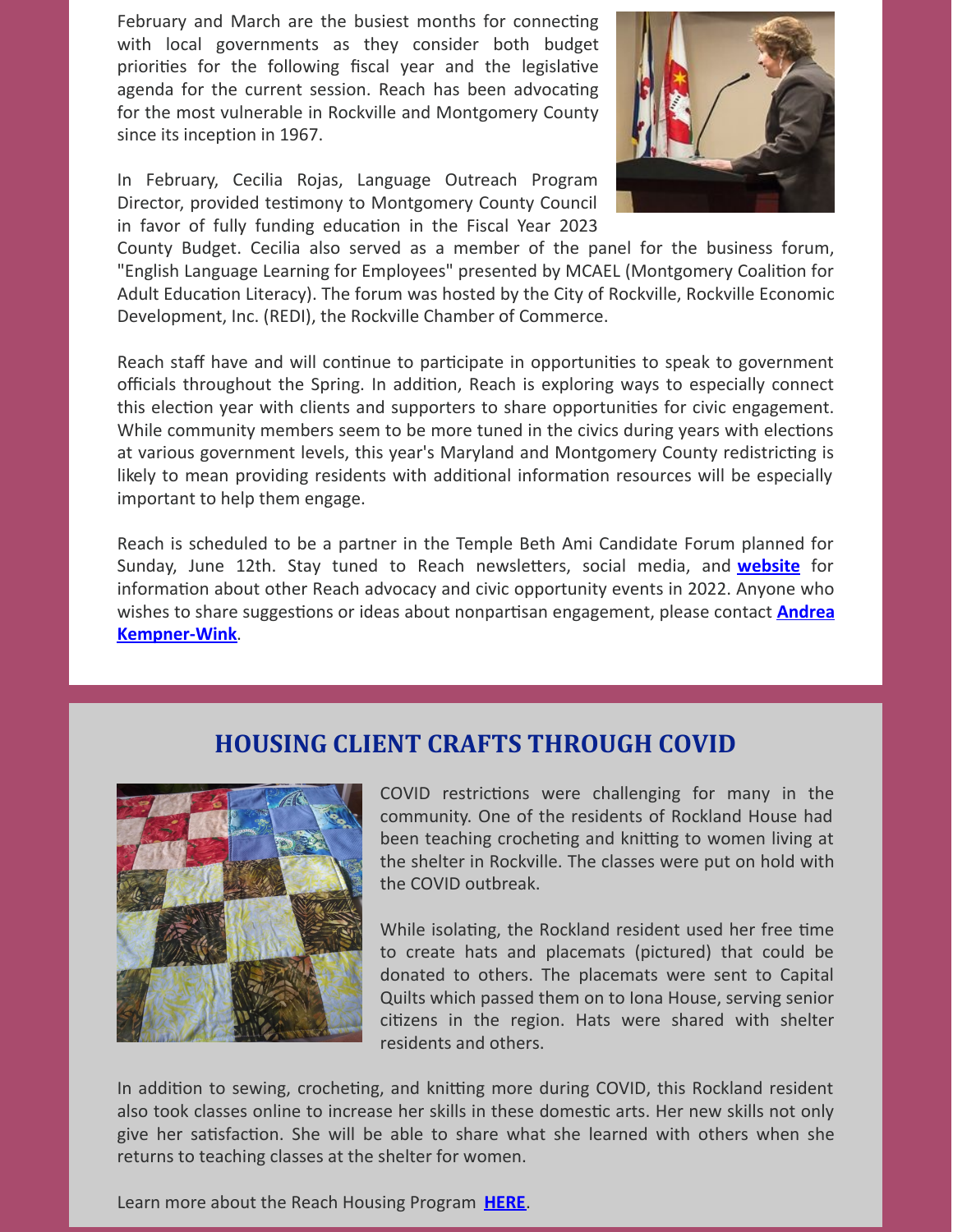February and March are the busiest months for connecting with local governments as they consider both budget priorities for the following fiscal year and the legislative agenda for the current session. Reach has been advocating for the most vulnerable in Rockville and Montgomery County since its inception in 1967.

In February, Cecilia Rojas, Language Outreach Program Director, provided testimony to Montgomery County Council in favor of fully funding education in the Fiscal Year 2023 County Budget. Cecilia also served as a member of the panel for the business forum, "English Language Learning for Employees" presented by MCAEL (Montgomery Coalition for Adult Education Literacy). The forum was hosted by the City of Rockville, Rockville Economic Development, Inc. (REDI), the Rockville Chamber of Commerce.

Reach staff have and will continue to participate in opportunities to speak to government officials throughout the Spring. In addition, Reach is exploring ways to especially connect this election year with clients and supporters to share opportunities for civic engagement. While community members seem to be more tuned in the civics during years with elections at various government levels, this year's Maryland and Montgomery County redistricting is likely to mean providing residents with additional information resources will be especially important to help them engage.

Reach is scheduled to be a partner in the Temple Beth Ami Candidate Forum planned for Sunday, June 12th. Stay tuned to Reach newsletters, social media, and **website** for information about other Reach advocacy and civic opportunity events in 2022. Anyone who wishes to share suggestions or ideas about nonpartisan engagement, please contact **Andrea Kempner-Wink**.

## HOUSING CLIENT CRAFTS THROUGH COVID

COVID restrictions were challenging for many in the community. One of the residents of Rockland House had been teaching crocheting and knitting to women living at the shelter in Rockville. The classes were put on hold with the COVID outbreak.

While isolating, the Rockland resident used her free time to create hats and placemats (pictured) that could be donated to others. The placemats were sent to Capital Quilts which passed them on to Iona House, serving senior citizens in the region. Hats were shared with shelter residents and others.

In addition to sewing, crocheting, and knitting more during COVID, this Rockland resident also took classes online to increase her skills in these domestic arts. Her new skills not only give her satisfaction. She will be able to share what she learned with others when she returns to teaching classes at the shelter for women.

Learn more about the Reach Housing Program **HERE**.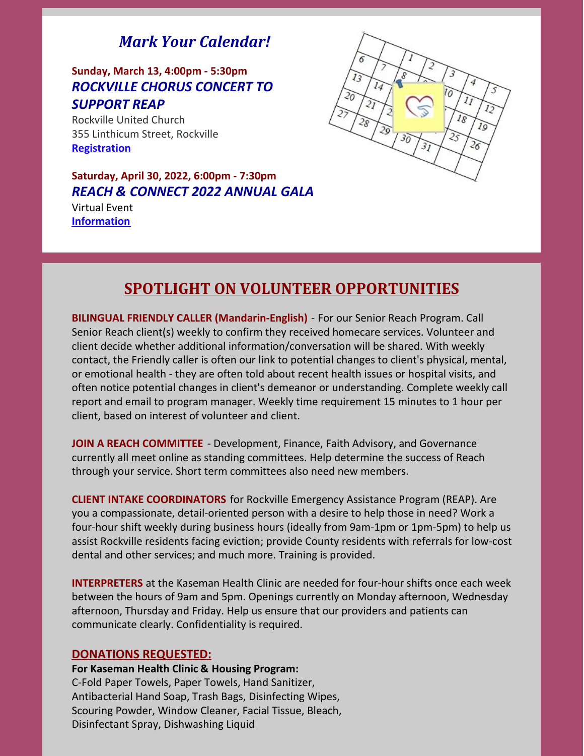## *Mark Your Calendar!*

**Sunday, March 13, 4:00pm - 5:30pm**

***ROCKVILLE CHORUS CONCERT TO SUPPORT REAP***

Rockville United Church
355 Linthicum Street, Rockville
**Registration**

**Saturday, April 30, 2022, 6:00pm - 7:30pm**

***REACH & CONNECT 2022 ANNUAL GALA***

Virtual Event
**Information**

## SPOTLIGHT ON VOLUNTEER OPPORTUNITIES

**BILINGUAL FRIENDLY CALLER (Mandarin-English)** - For our Senior Reach Program. Call Senior Reach client(s) weekly to confirm they received homecare services. Volunteer and client decide whether additional information/conversation will be shared. With weekly contact, the Friendly caller is often our link to potential changes to client's physical, mental, or emotional health - they are often told about recent health issues or hospital visits, and often notice potential changes in client's demeanor or understanding. Complete weekly call report and email to program manager. Weekly time requirement 15 minutes to 1 hour per client, based on interest of volunteer and client.

**JOIN A REACH COMMITTEE** - Development, Finance, Faith Advisory, and Governance currently all meet online as standing committees. Help determine the success of Reach through your service. Short term committees also need new members.

**CLIENT INTAKE COORDINATORS** for Rockville Emergency Assistance Program (REAP). Are you a compassionate, detail-oriented person with a desire to help those in need? Work a four-hour shift weekly during business hours (ideally from 9am-1pm or 1pm-5pm) to help us assist Rockville residents facing eviction; provide County residents with referrals for low-cost dental and other services; and much more. Training is provided.

**INTERPRETERS** at the Kaseman Health Clinic are needed for four-hour shifts once each week between the hours of 9am and 5pm. Openings currently on Monday afternoon, Wednesday afternoon, Thursday and Friday. Help us ensure that our providers and patients can communicate clearly. Confidentiality is required.

### DONATIONS REQUESTED:

**For Kaseman Health Clinic & Housing Program:**
C-Fold Paper Towels, Paper Towels, Hand Sanitizer, Antibacterial Hand Soap, Trash Bags, Disinfecting Wipes, Scouring Powder, Window Cleaner, Facial Tissue, Bleach, Disinfectant Spray, Dishwashing Liquid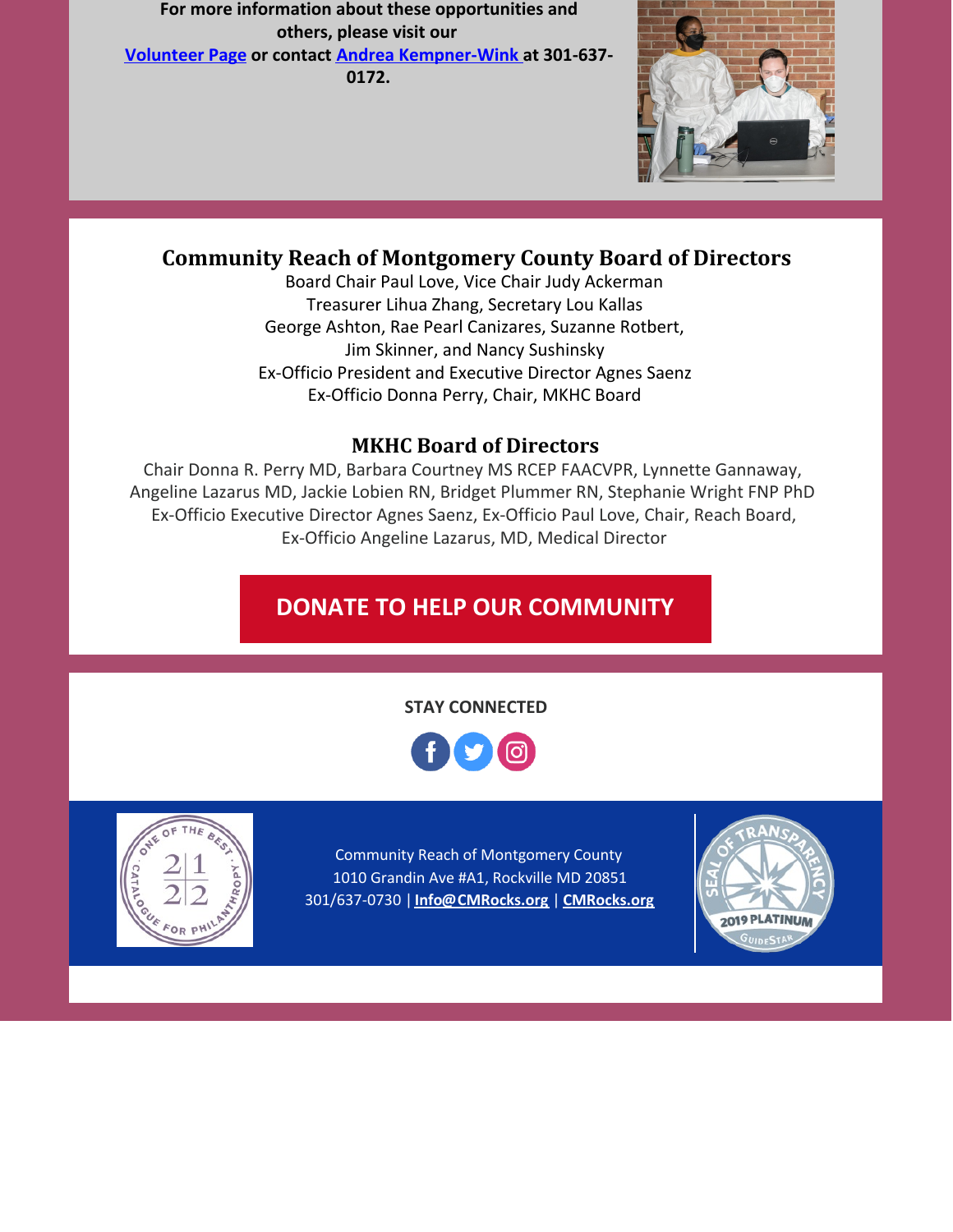**For more information about these opportunities and others, please visit our Volunteer Page or contact Andrea Kempner-Wink at 301-637-0172.**

## Community Reach of Montgomery County Board of Directors

Board Chair Paul Love, Vice Chair Judy Ackerman
Treasurer Lihua Zhang, Secretary Lou Kallas
George Ashton, Rae Pearl Canizares, Suzanne Rotbert,
Jim Skinner, and Nancy Sushinsky
Ex-Officio President and Executive Director Agnes Saenz
Ex-Officio Donna Perry, Chair, MKHC Board

## MKHC Board of Directors

Chair Donna R. Perry MD, Barbara Courtney MS RCEP FAACVPR, Lynnette Gannaway, Angeline Lazarus MD, Jackie Lobien RN, Bridget Plummer RN, Stephanie Wright FNP PhD
Ex-Officio Executive Director Agnes Saenz, Ex-Officio Paul Love, Chair, Reach Board,
Ex-Officio Angeline Lazarus, MD, Medical Director

**DONATE TO HELP OUR COMMUNITY**

**STAY CONNECTED**

Community Reach of Montgomery County
1010 Grandin Ave #A1, Rockville MD 20851
301/637-0730 | **Info@CMRocks.org** | **CMRocks.org**